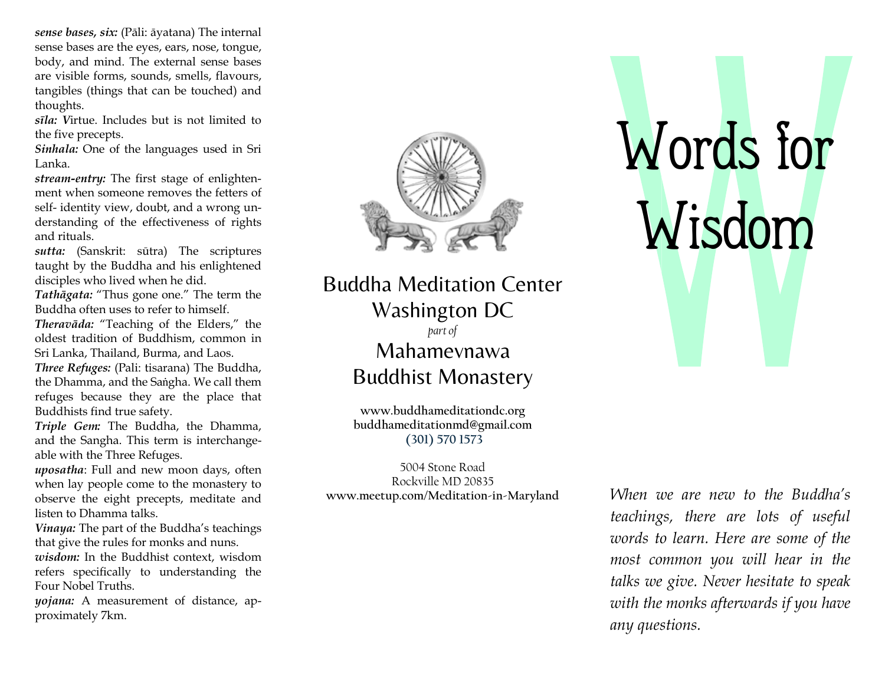***sense bases, six:*** (Pāli: āyatana) The internal sense bases are the eyes, ears, nose, tongue, body, and mind. The external sense bases are visible forms, sounds, smells, flavours, tangibles (things that can be touched) and thoughts.

***sīla:*** *V*irtue. Includes but is not limited to the five precepts.

***Sinhala:*** One of the languages used in Sri Lanka.

***stream-entry:*** The first stage of enlightenment when someone removes the fetters of self- identity view, doubt, and a wrong understanding of the effectiveness of rights and rituals.

***sutta:*** (Sanskrit: sūtra) The scriptures taught by the Buddha and his enlightened disciples who lived when he did.

***Tathāgata:*** "Thus gone one." The term the Buddha often uses to refer to himself.

***Theravāda:*** "Teaching of the Elders," the oldest tradition of Buddhism, common in Sri Lanka, Thailand, Burma, and Laos.

***Three Refuges:*** (Pali: tisarana) The Buddha, the Dhamma, and the Saṅgha. We call them refuges because they are the place that Buddhists find true safety.

***Triple Gem:*** The Buddha, the Dhamma, and the Sangha. This term is interchangeable with the Three Refuges.

***uposatha***: Full and new moon days, often when lay people come to the monastery to observe the eight precepts, meditate and listen to Dhamma talks.

***Vinaya:*** The part of the Buddha's teachings that give the rules for monks and nuns.

***wisdom:*** In the Buddhist context, wisdom refers specifically to understanding the Four Nobel Truths.

***yojana:*** A measurement of distance, approximately 7km.

Buddha Meditation Center
Washington DC
*part of*
Mahamevnawa
Buddhist Monastery

**www.buddhameditationdc.org**
**buddhameditationmd@gmail.com**
**(301) 570 1573**

5004 Stone Road
Rockville MD 20835
**www.meetup.com/Meditation-in-Maryland**

# Words for Wisdom

*When we are new to the Buddha's teachings, there are lots of useful words to learn. Here are some of the most common you will hear in the talks we give. Never hesitate to speak with the monks afterwards if you have any questions.*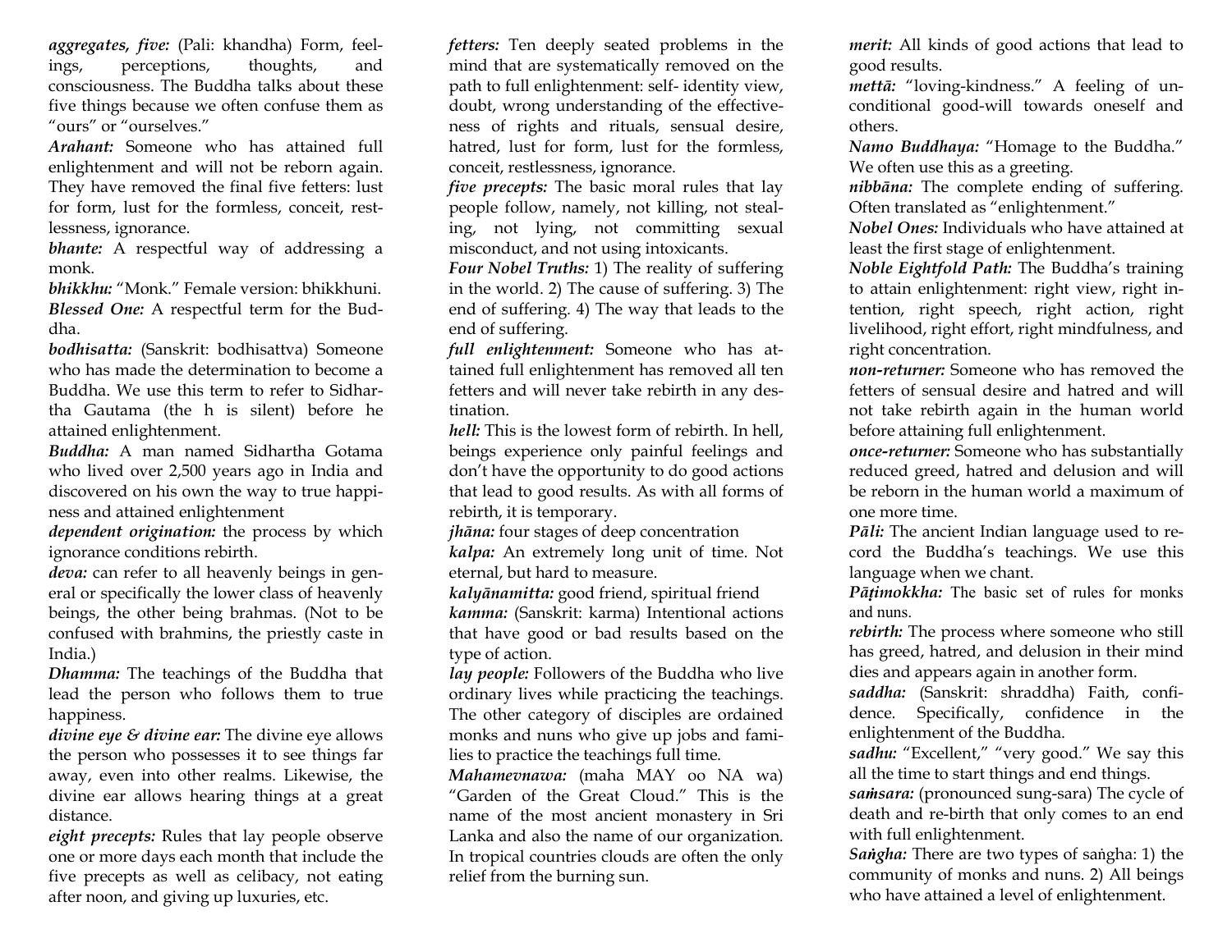***aggregates, five:*** (Pali: khandha) Form, feelings, perceptions, thoughts, and consciousness. The Buddha talks about these five things because we often confuse them as "ours" or "ourselves."

***Arahant:*** Someone who has attained full enlightenment and will not be reborn again. They have removed the final five fetters: lust for form, lust for the formless, conceit, restlessness, ignorance.

***bhante:*** A respectful way of addressing a monk.

***bhikkhu:*** "Monk." Female version: bhikkhuni.

***Blessed One:*** A respectful term for the Buddha.

***bodhisatta:*** (Sanskrit: bodhisattva) Someone who has made the determination to become a Buddha. We use this term to refer to Sidhartha Gautama (the h is silent) before he attained enlightenment.

***Buddha:*** A man named Sidhartha Gotama who lived over 2,500 years ago in India and discovered on his own the way to true happiness and attained enlightenment

***dependent origination:*** the process by which ignorance conditions rebirth.

***deva:*** can refer to all heavenly beings in general or specifically the lower class of heavenly beings, the other being brahmas. (Not to be confused with brahmins, the priestly caste in India.)

***Dhamma:*** The teachings of the Buddha that lead the person who follows them to true happiness.

***divine eye & divine ear:*** The divine eye allows the person who possesses it to see things far away, even into other realms. Likewise, the divine ear allows hearing things at a great distance.

***eight precepts:*** Rules that lay people observe one or more days each month that include the five precepts as well as celibacy, not eating after noon, and giving up luxuries, etc.

***fetters:*** Ten deeply seated problems in the mind that are systematically removed on the path to full enlightenment: self- identity view, doubt, wrong understanding of the effectiveness of rights and rituals, sensual desire, hatred, lust for form, lust for the formless, conceit, restlessness, ignorance.

***five precepts:*** The basic moral rules that lay people follow, namely, not killing, not stealing, not lying, not committing sexual misconduct, and not using intoxicants.

***Four Nobel Truths:*** 1) The reality of suffering in the world. 2) The cause of suffering. 3) The end of suffering. 4) The way that leads to the end of suffering.

***full enlightenment:*** Someone who has attained full enlightenment has removed all ten fetters and will never take rebirth in any destination.

***hell:*** This is the lowest form of rebirth. In hell, beings experience only painful feelings and don't have the opportunity to do good actions that lead to good results. As with all forms of rebirth, it is temporary.

***jhāna:*** four stages of deep concentration

***kalpa:*** An extremely long unit of time. Not eternal, but hard to measure.

***kalyānamitta:*** good friend, spiritual friend

***kamma:*** (Sanskrit: karma) Intentional actions that have good or bad results based on the type of action.

***lay people:*** Followers of the Buddha who live ordinary lives while practicing the teachings. The other category of disciples are ordained monks and nuns who give up jobs and families to practice the teachings full time.

***Mahamevnawa:*** (maha MAY oo NA wa) "Garden of the Great Cloud." This is the name of the most ancient monastery in Sri Lanka and also the name of our organization. In tropical countries clouds are often the only relief from the burning sun.

***merit:*** All kinds of good actions that lead to good results.

***mettā:*** "loving-kindness." A feeling of unconditional good-will towards oneself and others.

***Namo Buddhaya:*** "Homage to the Buddha." We often use this as a greeting.

***nibbāna:*** The complete ending of suffering. Often translated as "enlightenment."

***Nobel Ones:*** Individuals who have attained at least the first stage of enlightenment.

***Noble Eightfold Path:*** The Buddha's training to attain enlightenment: right view, right intention, right speech, right action, right livelihood, right effort, right mindfulness, and right concentration.

***non-returner:*** Someone who has removed the fetters of sensual desire and hatred and will not take rebirth again in the human world before attaining full enlightenment.

***once-returner:*** Someone who has substantially reduced greed, hatred and delusion and will be reborn in the human world a maximum of one more time.

***Pāli:*** The ancient Indian language used to record the Buddha's teachings. We use this language when we chant.

***Pāṭimokkha:*** The basic set of rules for monks and nuns.

***rebirth:*** The process where someone who still has greed, hatred, and delusion in their mind dies and appears again in another form.

***saddha:*** (Sanskrit: shraddha) Faith, confidence. Specifically, confidence in the enlightenment of the Buddha.

***sadhu:*** "Excellent," "very good." We say this all the time to start things and end things.

***saṁsara:*** (pronounced sung-sara) The cycle of death and re-birth that only comes to an end with full enlightenment.

***Saṅgha:*** There are two types of saṅgha: 1) the community of monks and nuns. 2) All beings who have attained a level of enlightenment.